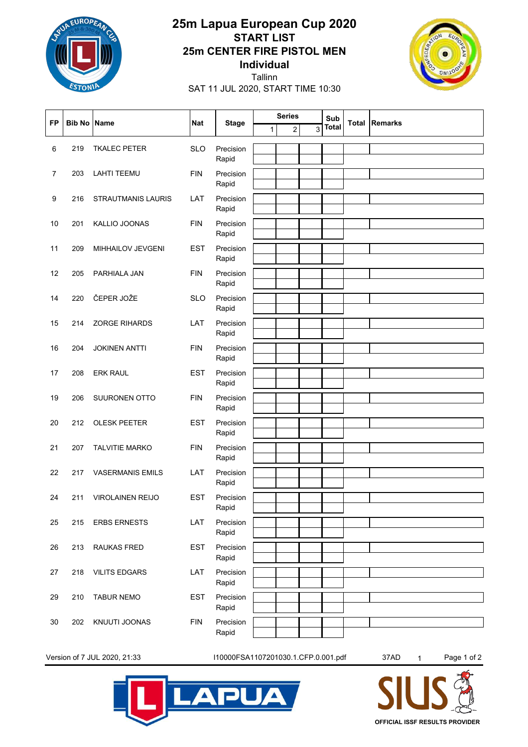# 25m Lapua European Cup 2020

## START LIST

## 25m CENTER FIRE PISTOL MEN

## Individual

Tallinn

SAT 11 JUL 2020, START TIME 10:30

| FP | Bib No | Name | Nat | Stage | Series 1 | Series 2 | Series 3 | Sub Total | Total | Remarks |
|---|---|---|---|---|---|---|---|---|---|---|
| 6 | 219 | TKALEC PETER | SLO | Precision | | | | | | |
| | | | | Rapid | | | | | | |
| 7 | 203 | LAHTI TEEMU | FIN | Precision | | | | | | |
| | | | | Rapid | | | | | | |
| 9 | 216 | STRAUTMANIS LAURIS | LAT | Precision | | | | | | |
| | | | | Rapid | | | | | | |
| 10 | 201 | KALLIO JOONAS | FIN | Precision | | | | | | |
| | | | | Rapid | | | | | | |
| 11 | 209 | MIHHAILOV JEVGENI | EST | Precision | | | | | | |
| | | | | Rapid | | | | | | |
| 12 | 205 | PARHIALA JAN | FIN | Precision | | | | | | |
| | | | | Rapid | | | | | | |
| 14 | 220 | ČEPER JOŽE | SLO | Precision | | | | | | |
| | | | | Rapid | | | | | | |
| 15 | 214 | ZORGE RIHARDS | LAT | Precision | | | | | | |
| | | | | Rapid | | | | | | |
| 16 | 204 | JOKINEN ANTTI | FIN | Precision | | | | | | |
| | | | | Rapid | | | | | | |
| 17 | 208 | ERK RAUL | EST | Precision | | | | | | |
| | | | | Rapid | | | | | | |
| 19 | 206 | SUURONEN OTTO | FIN | Precision | | | | | | |
| | | | | Rapid | | | | | | |
| 20 | 212 | OLESK PEETER | EST | Precision | | | | | | |
| | | | | Rapid | | | | | | |
| 21 | 207 | TALVITIE MARKO | FIN | Precision | | | | | | |
| | | | | Rapid | | | | | | |
| 22 | 217 | VASERMANIS EMILS | LAT | Precision | | | | | | |
| | | | | Rapid | | | | | | |
| 24 | 211 | VIROLAINEN REIJO | EST | Precision | | | | | | |
| | | | | Rapid | | | | | | |
| 25 | 215 | ERBS ERNESTS | LAT | Precision | | | | | | |
| | | | | Rapid | | | | | | |
| 26 | 213 | RAUKAS FRED | EST | Precision | | | | | | |
| | | | | Rapid | | | | | | |
| 27 | 218 | VILITS EDGARS | LAT | Precision | | | | | | |
| | | | | Rapid | | | | | | |
| 29 | 210 | TABUR NEMO | EST | Precision | | | | | | |
| | | | | Rapid | | | | | | |
| 30 | 202 | KNUUTI JOONAS | FIN | Precision | | | | | | |
| | | | | Rapid | | | | | | |

Version of 7 JUL 2020, 21:33 I10000FSA1107201030.1.CFP.0.001.pdf 37AD 1

OFFICIAL ISSF RESULTS PROVIDER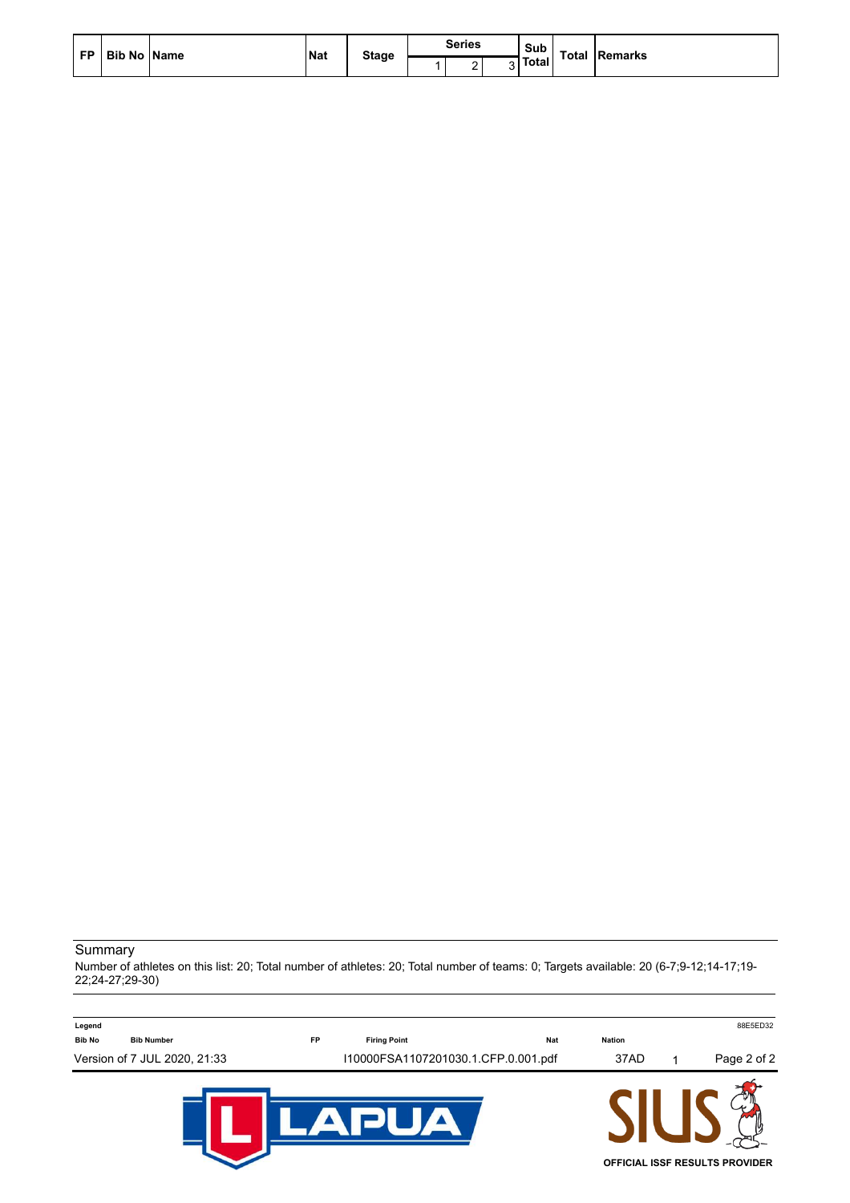| FP | Bib No | Name | Nat | Stage | Series | | | Sub Total | Total | Remarks |
|---|---|---|---|---|---|---|---|---|---|---|
| | | | | | 1 | 2 | 3 | | | |

Summary

Number of athletes on this list: 20; Total number of athletes: 20; Total number of teams: 0; Targets available: 20 (6-7;9-12;14-17;19-22;24-27;29-30)

**Legend**

| | | | |
|---|---|---|---|
| **Bib No** | **Bib Number** | **FP** | **Firing Point** |
| **Nat** | **Nation** | | |

88E5ED32

Version of 7 JUL 2020, 21:33 I10000FSA1107201030.1.CFP.0.001.pdf 37AD 1

OFFICIAL ISSF RESULTS PROVIDER